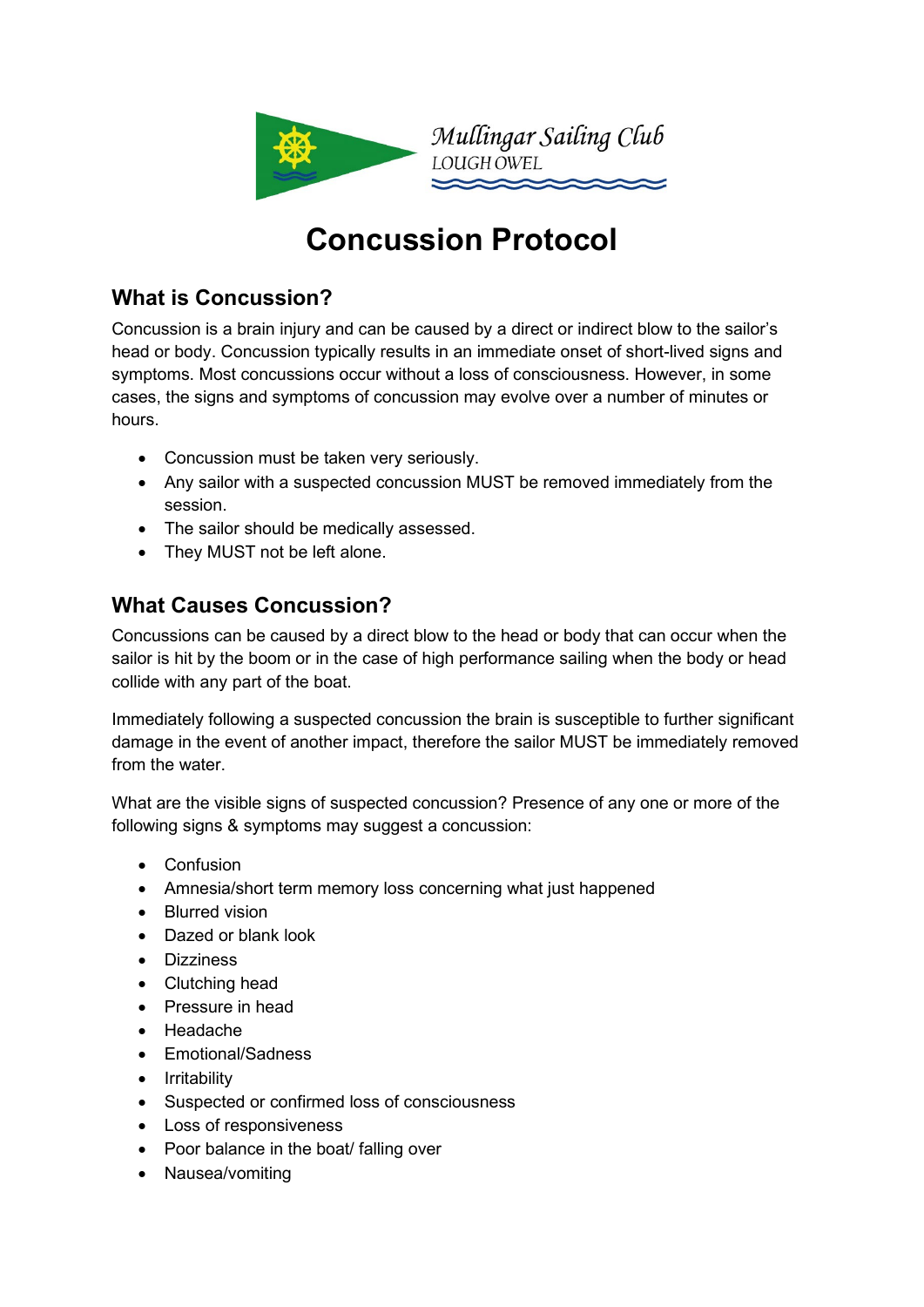Mullingar Sailing Club
LOUGH OWEL

# Concussion Protocol

## What is Concussion?

Concussion is a brain injury and can be caused by a direct or indirect blow to the sailor's head or body. Concussion typically results in an immediate onset of short-lived signs and symptoms. Most concussions occur without a loss of consciousness. However, in some cases, the signs and symptoms of concussion may evolve over a number of minutes or hours.

- Concussion must be taken very seriously.
- Any sailor with a suspected concussion MUST be removed immediately from the session.
- The sailor should be medically assessed.
- They MUST not be left alone.

## What Causes Concussion?

Concussions can be caused by a direct blow to the head or body that can occur when the sailor is hit by the boom or in the case of high performance sailing when the body or head collide with any part of the boat.

Immediately following a suspected concussion the brain is susceptible to further significant damage in the event of another impact, therefore the sailor MUST be immediately removed from the water.

What are the visible signs of suspected concussion? Presence of any one or more of the following signs & symptoms may suggest a concussion:

- Confusion
- Amnesia/short term memory loss concerning what just happened
- Blurred vision
- Dazed or blank look
- Dizziness
- Clutching head
- Pressure in head
- Headache
- Emotional/Sadness
- Irritability
- Suspected or confirmed loss of consciousness
- Loss of responsiveness
- Poor balance in the boat/ falling over
- Nausea/vomiting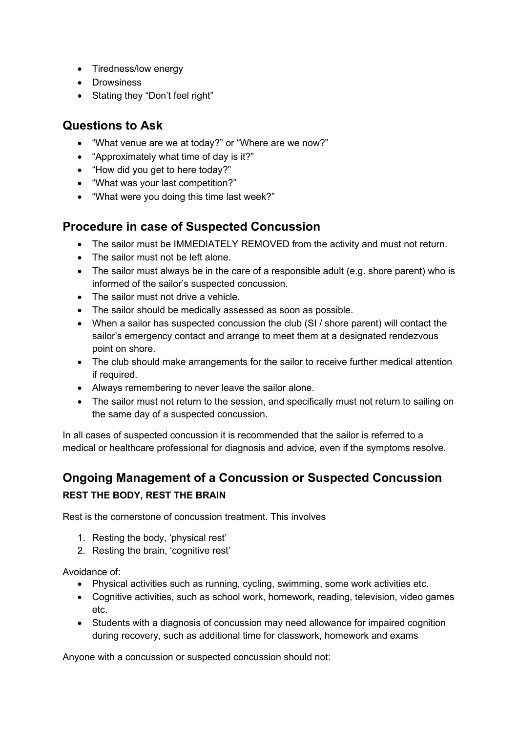- Tiredness/low energy
- Drowsiness
- Stating they "Don't feel right"

## Questions to Ask

- "What venue are we at today?" or "Where are we now?"
- "Approximately what time of day is it?"
- "How did you get to here today?"
- "What was your last competition?"
- "What were you doing this time last week?"

## Procedure in case of Suspected Concussion

- The sailor must be IMMEDIATELY REMOVED from the activity and must not return.
- The sailor must not be left alone.
- The sailor must always be in the care of a responsible adult (e.g. shore parent) who is informed of the sailor's suspected concussion.
- The sailor must not drive a vehicle.
- The sailor should be medically assessed as soon as possible.
- When a sailor has suspected concussion the club (SI / shore parent) will contact the sailor's emergency contact and arrange to meet them at a designated rendezvous point on shore.
- The club should make arrangements for the sailor to receive further medical attention if required.
- Always remembering to never leave the sailor alone.
- The sailor must not return to the session, and specifically must not return to sailing on the same day of a suspected concussion.

In all cases of suspected concussion it is recommended that the sailor is referred to a medical or healthcare professional for diagnosis and advice, even if the symptoms resolve.

## Ongoing Management of a Concussion or Suspected Concussion

**REST THE BODY, REST THE BRAIN**

Rest is the cornerstone of concussion treatment. This involves

1. Resting the body, 'physical rest'
2. Resting the brain, 'cognitive rest'

Avoidance of:

- Physical activities such as running, cycling, swimming, some work activities etc.
- Cognitive activities, such as school work, homework, reading, television, video games etc.
- Students with a diagnosis of concussion may need allowance for impaired cognition during recovery, such as additional time for classwork, homework and exams

Anyone with a concussion or suspected concussion should not: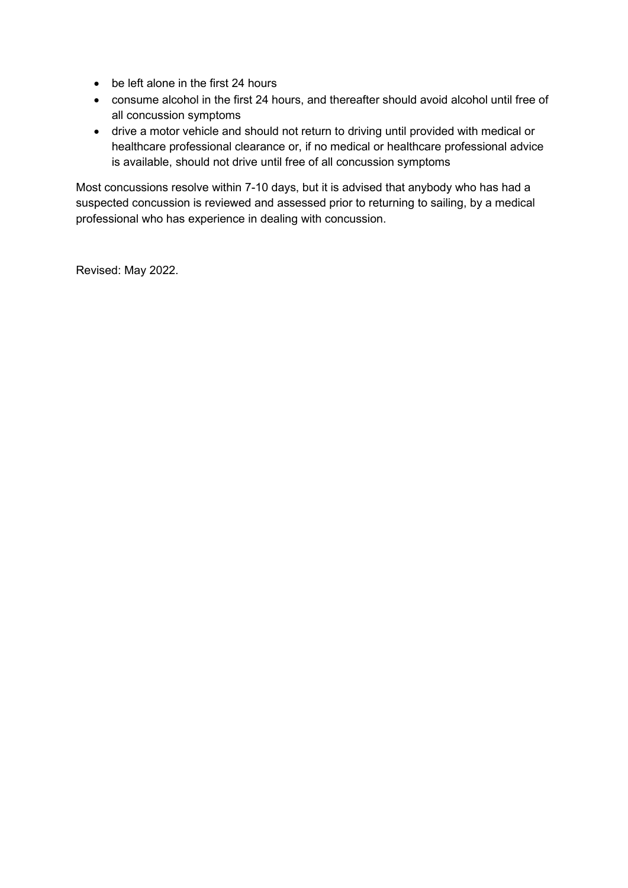- be left alone in the first 24 hours
- consume alcohol in the first 24 hours, and thereafter should avoid alcohol until free of all concussion symptoms
- drive a motor vehicle and should not return to driving until provided with medical or healthcare professional clearance or, if no medical or healthcare professional advice is available, should not drive until free of all concussion symptoms

Most concussions resolve within 7-10 days, but it is advised that anybody who has had a suspected concussion is reviewed and assessed prior to returning to sailing, by a medical professional who has experience in dealing with concussion.

Revised: May 2022.